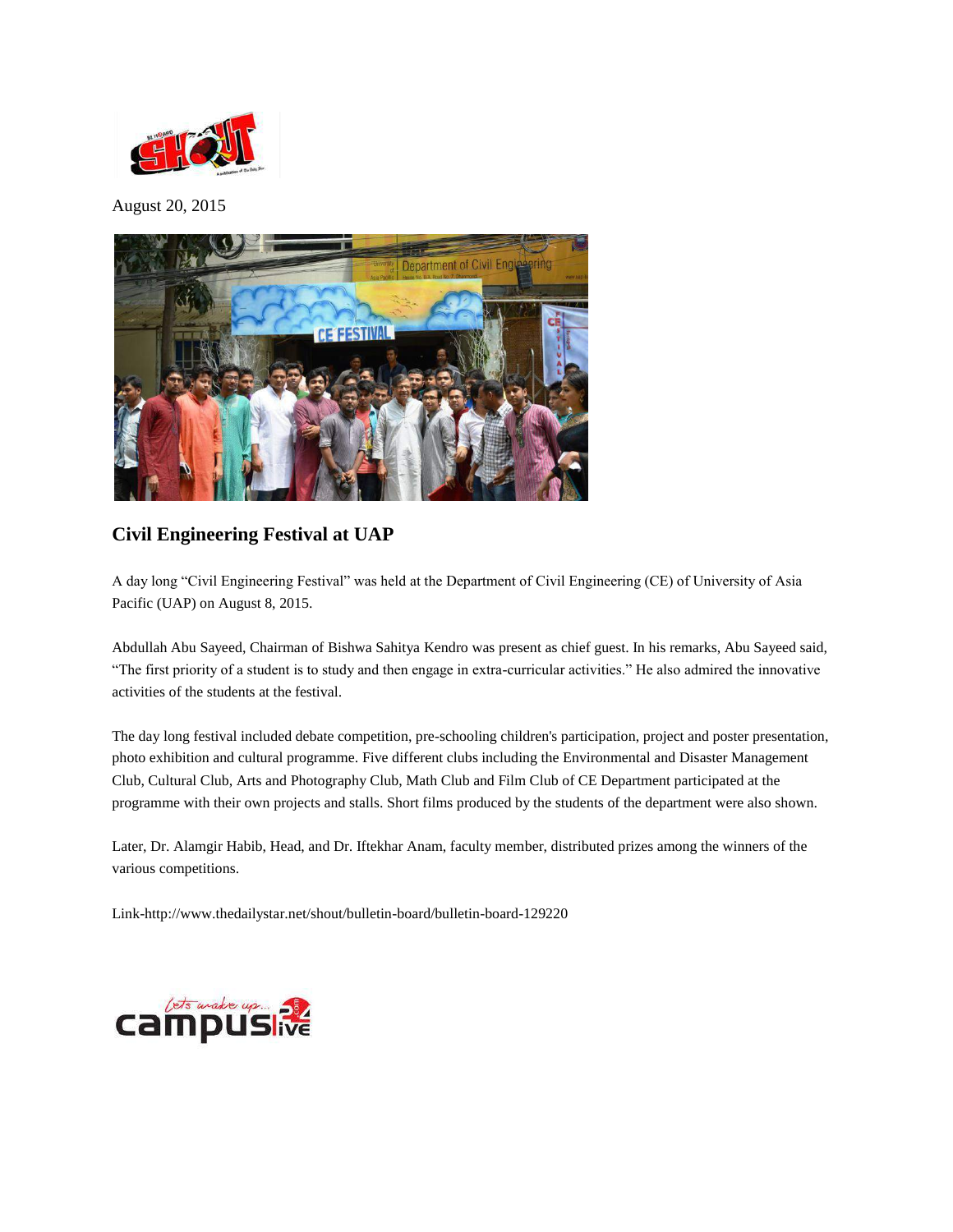August 20, 2015

## Civil Engineering Festival at UAP

A day long "Civil Engineering Festival" was held at the Department of Civil Engineering (CE) of University of Asia Pacific (UAP) on August 8, 2015.

Abdullah Abu Sayeed, Chairman of Bishwa Sahitya Kendro was present as chief guest. In his remarks, Abu Sayeed said, "The first priority of a student is to study and then engage in extra-curricular activities." He also admired the innovative activities of the students at the festival.

The day long festival included debate competition, pre-schooling children's participation, project and poster presentation, photo exhibition and cultural programme. Five different clubs including the Environmental and Disaster Management Club, Cultural Club, Arts and Photography Club, Math Club and Film Club of CE Department participated at the programme with their own projects and stalls. Short films produced by the students of the department were also shown.

Later, Dr. Alamgir Habib, Head, and Dr. Iftekhar Anam, faculty member, distributed prizes among the winners of the various competitions.

Link-http://www.thedailystar.net/shout/bulletin-board/bulletin-board-129220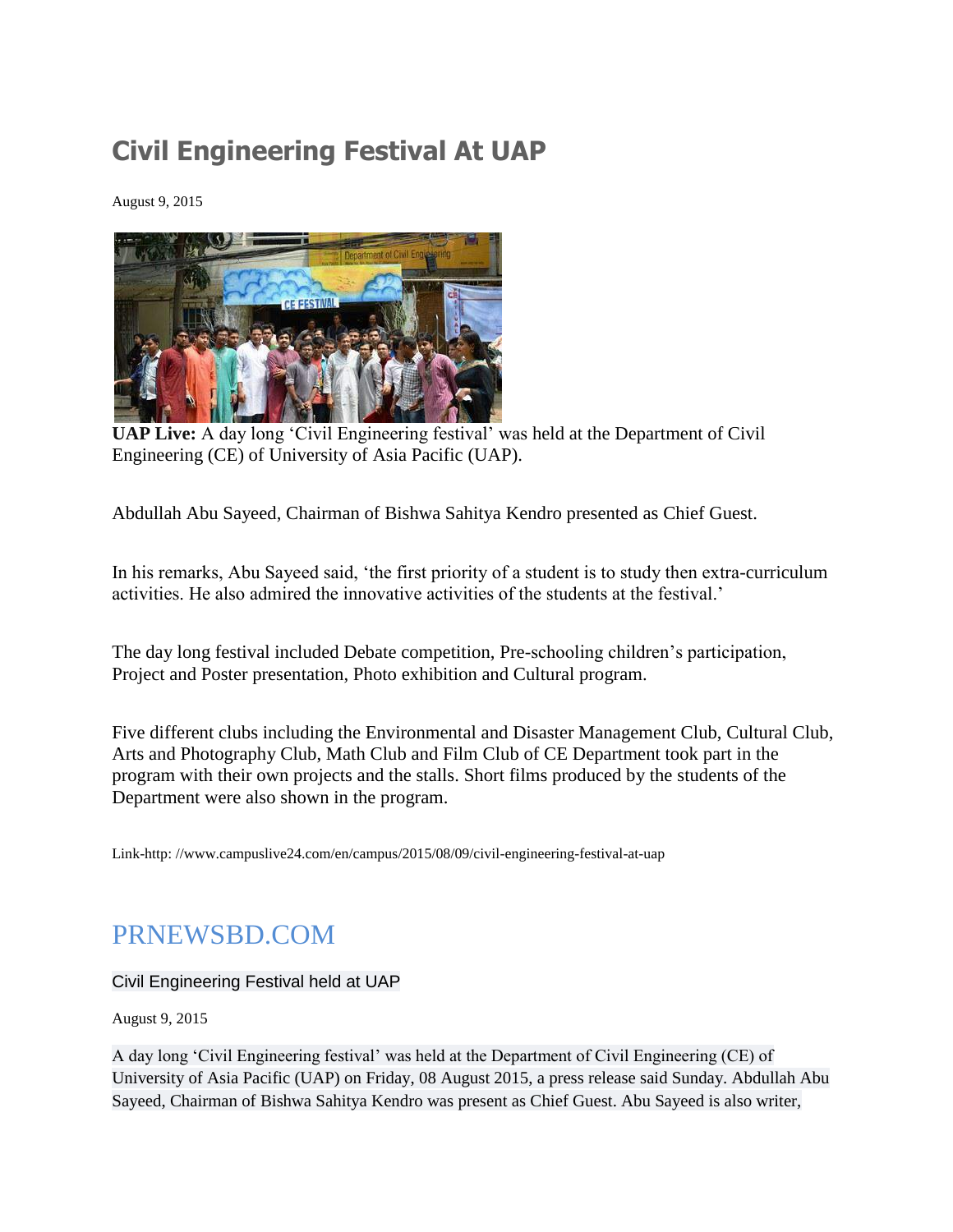# Civil Engineering Festival At UAP

August 9, 2015

**UAP Live:** A day long 'Civil Engineering festival' was held at the Department of Civil Engineering (CE) of University of Asia Pacific (UAP).

Abdullah Abu Sayeed, Chairman of Bishwa Sahitya Kendro presented as Chief Guest.

In his remarks, Abu Sayeed said, 'the first priority of a student is to study then extra-curriculum activities. He also admired the innovative activities of the students at the festival.'

The day long festival included Debate competition, Pre-schooling children's participation, Project and Poster presentation, Photo exhibition and Cultural program.

Five different clubs including the Environmental and Disaster Management Club, Cultural Club, Arts and Photography Club, Math Club and Film Club of CE Department took part in the program with their own projects and the stalls. Short films produced by the students of the Department were also shown in the program.

Link-http: //www.campuslive24.com/en/campus/2015/08/09/civil-engineering-festival-at-uap

# PRNEWSBD.COM

Civil Engineering Festival held at UAP

August 9, 2015

A day long 'Civil Engineering festival' was held at the Department of Civil Engineering (CE) of University of Asia Pacific (UAP) on Friday, 08 August 2015, a press release said Sunday. Abdullah Abu Sayeed, Chairman of Bishwa Sahitya Kendro was present as Chief Guest. Abu Sayeed is also writer,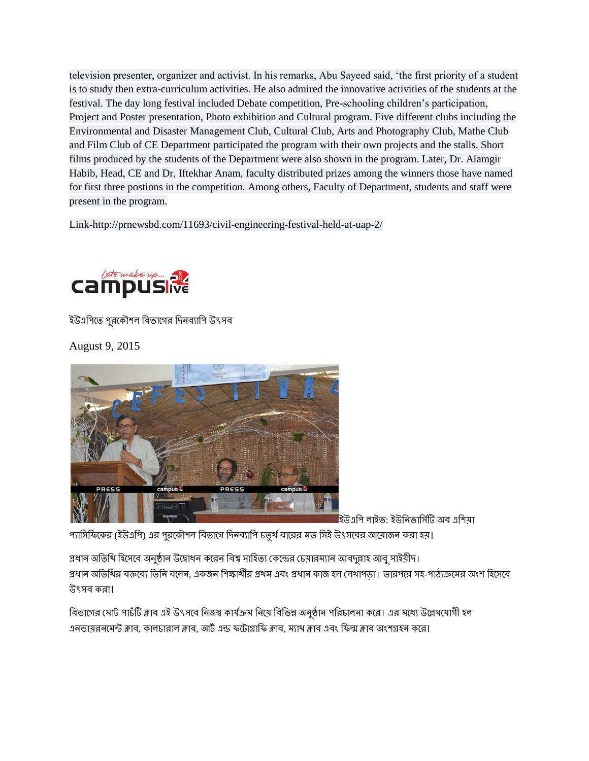television presenter, organizer and activist. In his remarks, Abu Sayeed said, 'the first priority of a student is to study then extra-curriculum activities. He also admired the innovative activities of the students at the festival. The day long festival included Debate competition, Pre-schooling children's participation, Project and Poster presentation, Photo exhibition and Cultural program. Five different clubs including the Environmental and Disaster Management Club, Cultural Club, Arts and Photography Club, Mathe Club and Film Club of CE Department participated the program with their own projects and the stalls. Short films produced by the students of the Department were also shown in the program. Later, Dr. Alamgir Habib, Head, CE and Dr, Iftekhar Anam, faculty distributed prizes among the winners those have named for first three postions in the competition. Among others, Faculty of Department, students and staff were present in the program.

Link-http://prnewsbd.com/11693/civil-engineering-festival-held-at-uap-2/

campuslive24

ইউএপিতে পুরকৌশল বিভাগের দিনব্যাপি উৎসব

August 9, 2015

ইউএপি লাইভ: ইউনিভার্সিটি অব এশিয়া প্যাসিফিকের (ইউএপি) এর পুরকৌশল বিভাগে দিনব্যাপি চতুর্থ বারের মত সিই উৎসবের আয়োজন করা হয়।

প্রধান অতিথি হিসেবে অনুষ্ঠান উদ্বোধন করেন বিশ্ব সাহিত্য কেন্দ্রের চেয়ারম্যান আবদুল্লাহ আবু সাইয়ীদ।
প্রধান অতিথির বক্তব্যে তিনি বলেন, একজন শিক্ষার্থীর প্রথম এবং প্রধান কাজ হল লেখাপড়া। তারপরে সহ-পাঠ্যক্রমের অংশ হিসেবে উৎসব করা।

বিভাগের মোট পাচঁটি ক্লাব এই উৎসবে নিজস্ব কার্যক্রম নিয়ে বিভিন্ন অনুষ্ঠান পরিচালনা করে। এর মধ্যে উল্লেখযোগী হল এনভায়রনমেন্ট ক্লাব, কালচারাল ক্লাব, আর্ট এন্ড ফটোগ্রাফি ক্লাব, ম্যাথ ক্লাব এবং ফিল্ম ক্লাব অংশগ্রহন করে।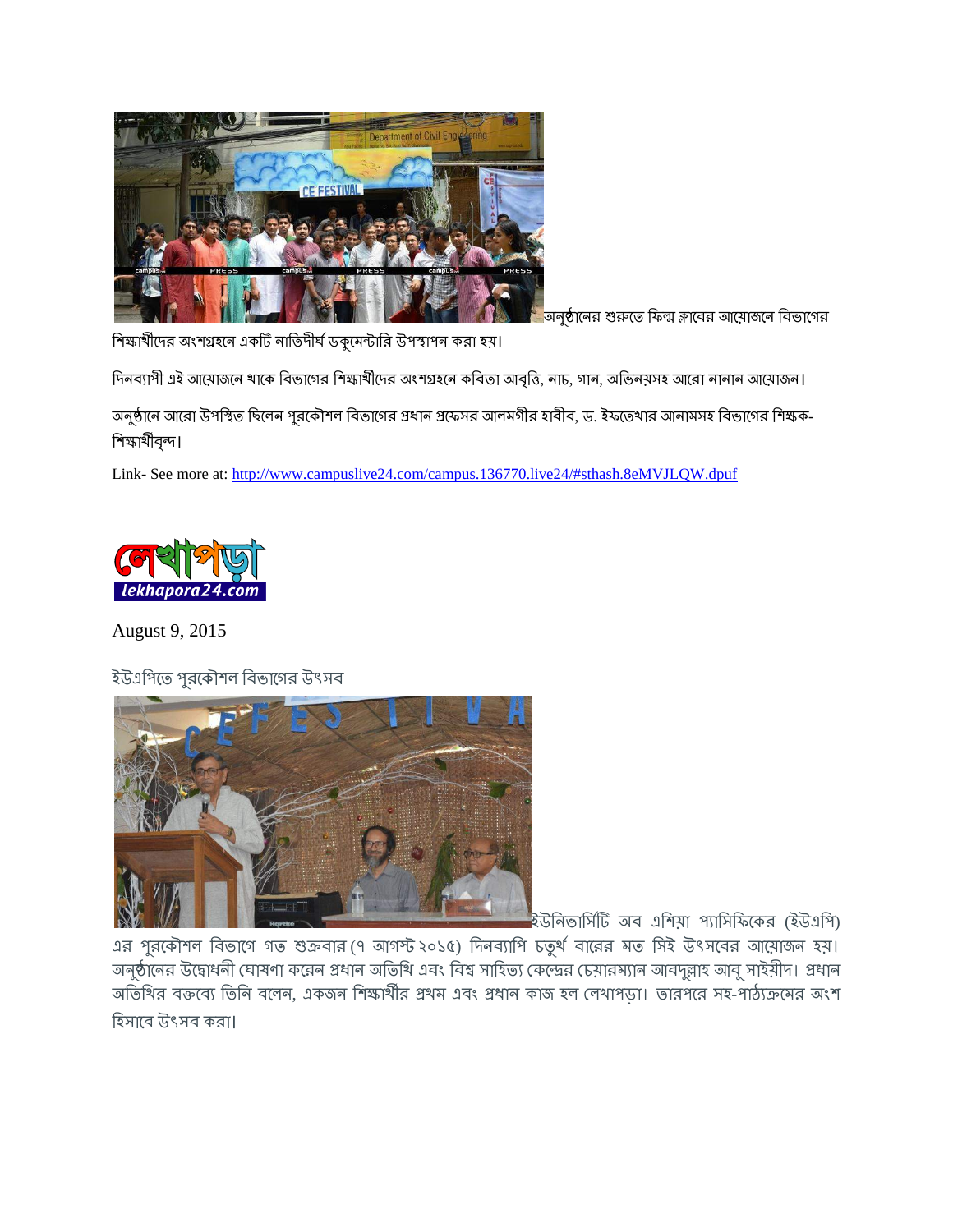অনুষ্ঠানের শুরুতে ফিল্ম ক্লাবের আয়োজনে বিভাগের শিক্ষার্থীদের অংশগ্রহনে একটি নাতিদীর্ঘ ডকুমেন্টারি উপস্থাপন করা হয়।

দিনব্যাপী এই আয়োজনে থাকে বিভাগের শিক্ষার্থীদের অংশগ্রহনে কবিতা আবৃত্তি, নাচ, গান, অভিনয়সহ আরো নানান আয়োজন।

অনুষ্ঠানে আরো উপস্থিত ছিলেন পুরকৌশল বিভাগের প্রধান প্রফেসর আলমগীর হাবীব, ড. ইফতেখার আনামসহ বিভাগের শিক্ষক-শিক্ষার্থীবৃন্দ।

Link- See more at: http://www.campuslive24.com/campus.136770.live24/#sthash.8eMVJLQW.dpuf

লেখাপড়া
lekhapora24.com

August 9, 2015

ইউএপিতে পুরকৌশল বিভাগের উৎসব

ইউনিভার্সিটি অব এশিয়া প্যাসিফিকের (ইউএপি) এর পুরকৌশল বিভাগে গত শুক্রবার (৭ আগস্ট ২০১৫) দিনব্যাপি চতুর্থ বারের মত সিই উৎসবের আয়োজন হয়। অনুষ্ঠানের উদ্বোধনী ঘোষণা করেন প্রধান অতিথি এবং বিশ্ব সাহিত্য কেন্দ্রের চেয়ারম্যান আবদুল্লাহ আবু সাইয়ীদ। প্রধান অতিথির বক্তব্যে তিনি বলেন, একজন শিক্ষার্থীর প্রথম এবং প্রধান কাজ হল লেখাপড়া। তারপরে সহ-পাঠ্যক্রমের অংশ হিসাবে উৎসব করা।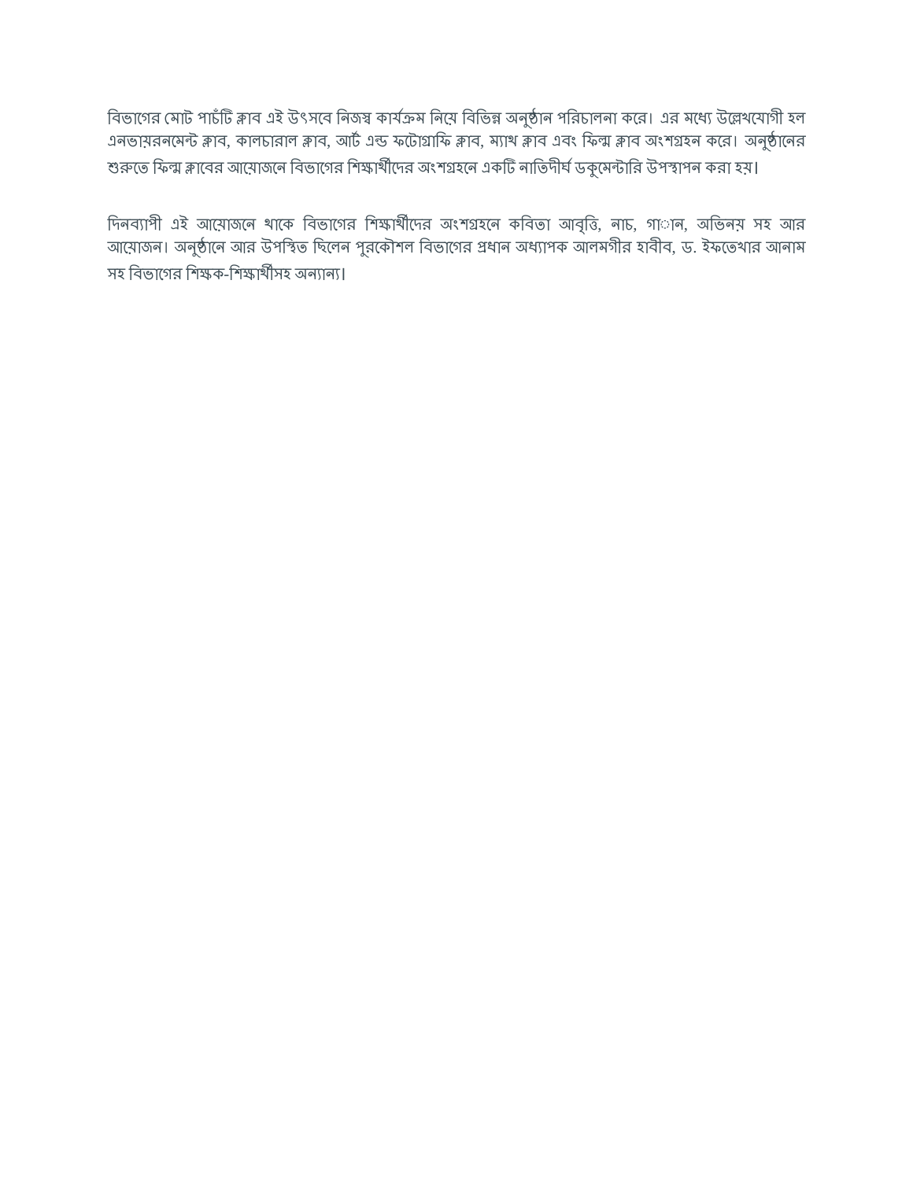বিভাগের মোট পাচঁটি ক্লাব এই উৎসবে নিজস্ব কার্যক্রম নিয়ে বিভিন্ন অনুষ্ঠান পরিচালনা করে। এর মধ্যে উল্লেখযোগী হল এনভায়রনমেন্ট ক্লাব, কালচারাল ক্লাব, আর্ট এন্ড ফটোগ্রাফি ক্লাব, ম্যাথ ক্লাব এবং ফিল্ম ক্লাব অংশগ্রহন করে। অনুষ্ঠানের শুরুতে ফিল্ম ক্লাবের আয়োজনে বিভাগের শিক্ষার্থীদের অংশগ্রহনে একটি নাতিদীর্ঘ ডকুমেন্টারি উপস্থাপন করা হয়।

দিনব্যাপী এই আয়োজনে থাকে বিভাগের শিক্ষার্থীদের অংশগ্রহনে কবিতা আবৃত্তি, নাচ, গান, অভিনয় সহ আর আয়োজন। অনুষ্ঠানে আর উপস্থিত ছিলেন পুরকৌশল বিভাগের প্রধান অধ্যাপক আলমগীর হাবীব, ড. ইফতেখার আনাম সহ বিভাগের শিক্ষক-শিক্ষার্থীসহ অন্যান্য।